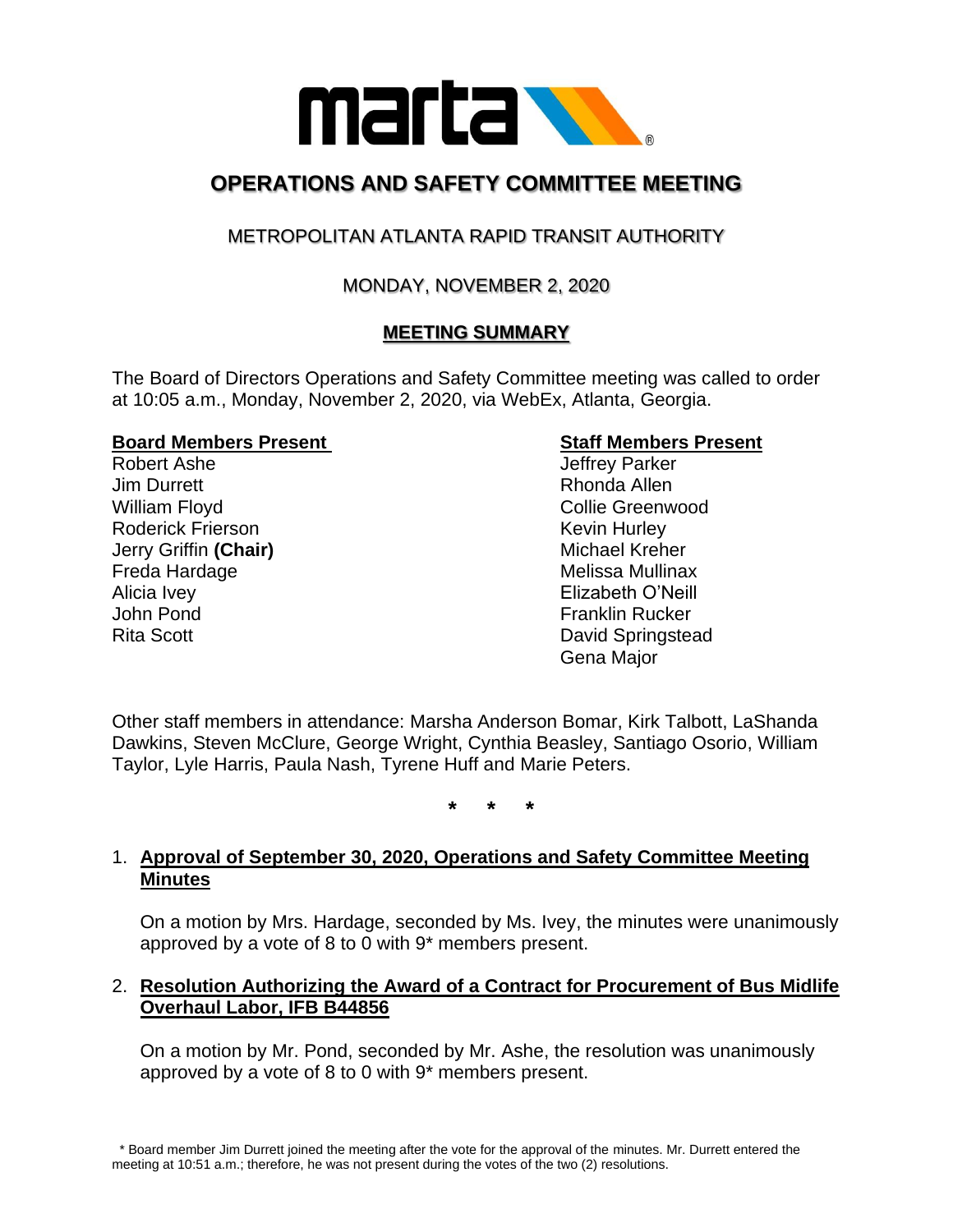# OPERATIONS AND SAFETY COMMITTEE MEETING

## METROPOLITAN ATLANTA RAPID TRANSIT AUTHORITY

## MONDAY, NOVEMBER 2, 2020

## MEETING SUMMARY

The Board of Directors Operations and Safety Committee meeting was called to order at 10:05 a.m., Monday, November 2, 2020, via WebEx, Atlanta, Georgia.

**Board Members Present**

Robert Ashe
Jim Durrett
William Floyd
Roderick Frierson
Jerry Griffin **(Chair)**
Freda Hardage
Alicia Ivey
John Pond
Rita Scott

**Staff Members Present**

Jeffrey Parker
Rhonda Allen
Collie Greenwood
Kevin Hurley
Michael Kreher
Melissa Mullinax
Elizabeth O'Neill
Franklin Rucker
David Springstead
Gena Major

Other staff members in attendance: Marsha Anderson Bomar, Kirk Talbott, LaShanda Dawkins, Steven McClure, George Wright, Cynthia Beasley, Santiago Osorio, William Taylor, Lyle Harris, Paula Nash, Tyrene Huff and Marie Peters.

\* \* \*

1. **Approval of September 30, 2020, Operations and Safety Committee Meeting Minutes**

   On a motion by Mrs. Hardage, seconded by Ms. Ivey, the minutes were unanimously approved by a vote of 8 to 0 with 9* members present.

2. **Resolution Authorizing the Award of a Contract for Procurement of Bus Midlife Overhaul Labor, IFB B44856**

   On a motion by Mr. Pond, seconded by Mr. Ashe, the resolution was unanimously approved by a vote of 8 to 0 with 9* members present.

\* Board member Jim Durrett joined the meeting after the vote for the approval of the minutes. Mr. Durrett entered the meeting at 10:51 a.m.; therefore, he was not present during the votes of the two (2) resolutions.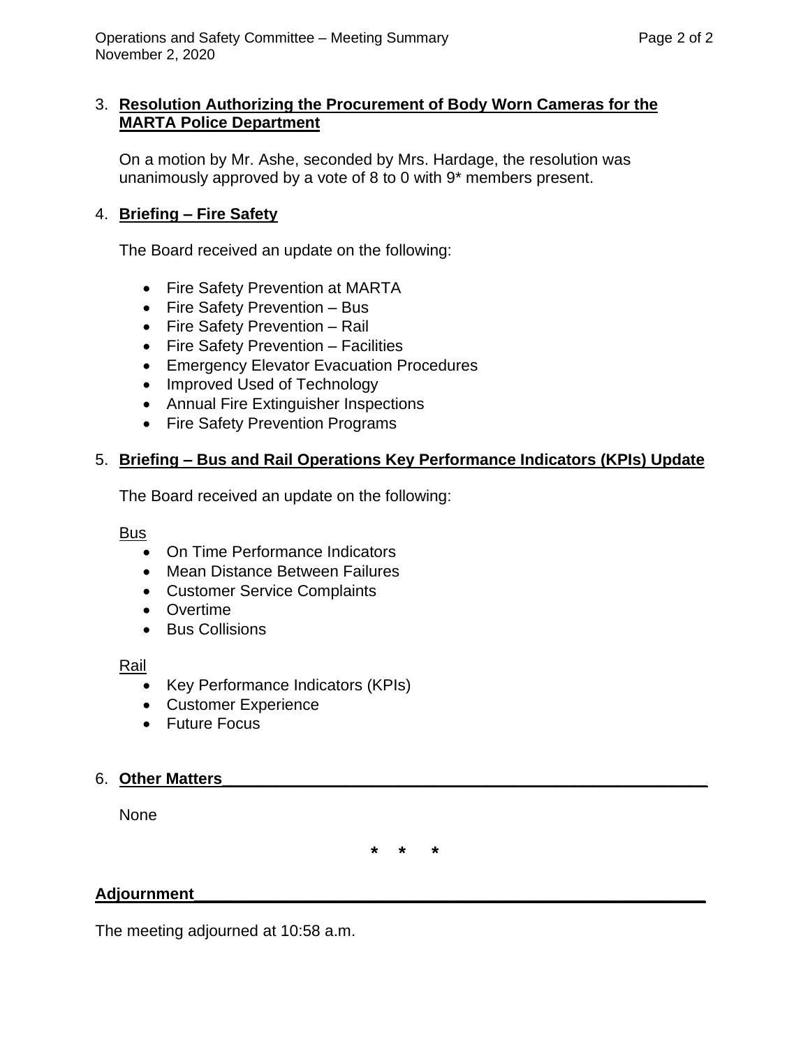3. **Resolution Authorizing the Procurement of Body Worn Cameras for the MARTA Police Department**

   On a motion by Mr. Ashe, seconded by Mrs. Hardage, the resolution was unanimously approved by a vote of 8 to 0 with 9* members present.

4. **Briefing – Fire Safety**

   The Board received an update on the following:

   - Fire Safety Prevention at MARTA
   - Fire Safety Prevention – Bus
   - Fire Safety Prevention – Rail
   - Fire Safety Prevention – Facilities
   - Emergency Elevator Evacuation Procedures
   - Improved Used of Technology
   - Annual Fire Extinguisher Inspections
   - Fire Safety Prevention Programs

5. **Briefing – Bus and Rail Operations Key Performance Indicators (KPIs) Update**

   The Board received an update on the following:

   Bus

   - On Time Performance Indicators
   - Mean Distance Between Failures
   - Customer Service Complaints
   - Overtime
   - Bus Collisions

   Rail

   - Key Performance Indicators (KPIs)
   - Customer Experience
   - Future Focus

6. **Other Matters**

   None

\* \* \*

**Adjournment**

The meeting adjourned at 10:58 a.m.